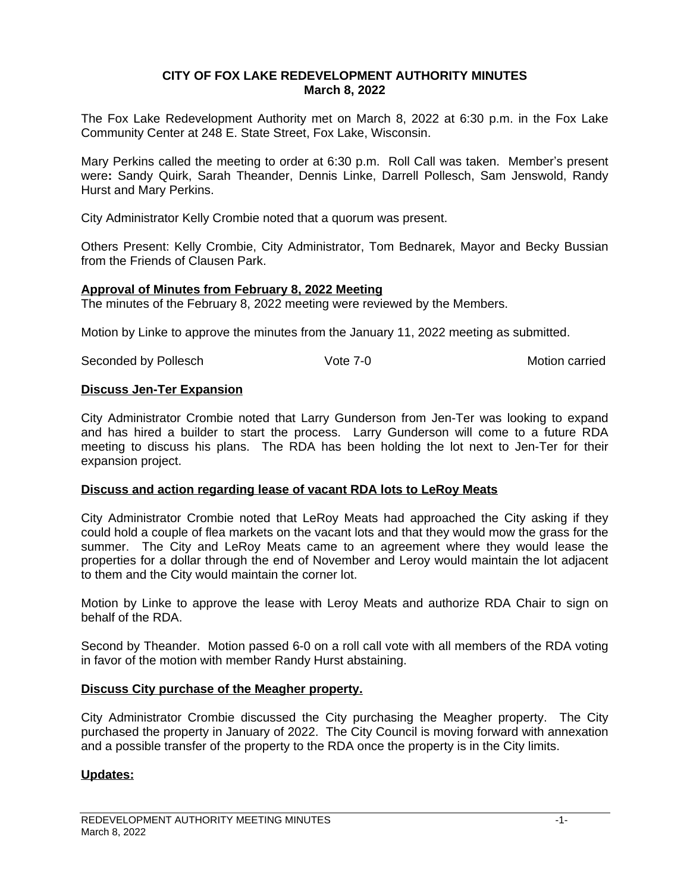# CITY OF FOX LAKE REDEVELOPMENT AUTHORITY MINUTES
## March 8, 2022

The Fox Lake Redevelopment Authority met on March 8, 2022 at 6:30 p.m. in the Fox Lake Community Center at 248 E. State Street, Fox Lake, Wisconsin.

Mary Perkins called the meeting to order at 6:30 p.m. Roll Call was taken. Member's present were**:** Sandy Quirk, Sarah Theander, Dennis Linke, Darrell Pollesch, Sam Jenswold, Randy Hurst and Mary Perkins.

City Administrator Kelly Crombie noted that a quorum was present.

Others Present: Kelly Crombie, City Administrator, Tom Bednarek, Mayor and Becky Bussian from the Friends of Clausen Park.

**Approval of Minutes from February 8, 2022 Meeting**

The minutes of the February 8, 2022 meeting were reviewed by the Members.

Motion by Linke to approve the minutes from the January 11, 2022 meeting as submitted.

Seconded by Pollesch Vote 7-0 Motion carried

**Discuss Jen-Ter Expansion**

City Administrator Crombie noted that Larry Gunderson from Jen-Ter was looking to expand and has hired a builder to start the process. Larry Gunderson will come to a future RDA meeting to discuss his plans. The RDA has been holding the lot next to Jen-Ter for their expansion project.

**Discuss and action regarding lease of vacant RDA lots to LeRoy Meats**

City Administrator Crombie noted that LeRoy Meats had approached the City asking if they could hold a couple of flea markets on the vacant lots and that they would mow the grass for the summer. The City and LeRoy Meats came to an agreement where they would lease the properties for a dollar through the end of November and Leroy would maintain the lot adjacent to them and the City would maintain the corner lot.

Motion by Linke to approve the lease with Leroy Meats and authorize RDA Chair to sign on behalf of the RDA.

Second by Theander. Motion passed 6-0 on a roll call vote with all members of the RDA voting in favor of the motion with member Randy Hurst abstaining.

**Discuss City purchase of the Meagher property.**

City Administrator Crombie discussed the City purchasing the Meagher property. The City purchased the property in January of 2022. The City Council is moving forward with annexation and a possible transfer of the property to the RDA once the property is in the City limits.

**Updates:**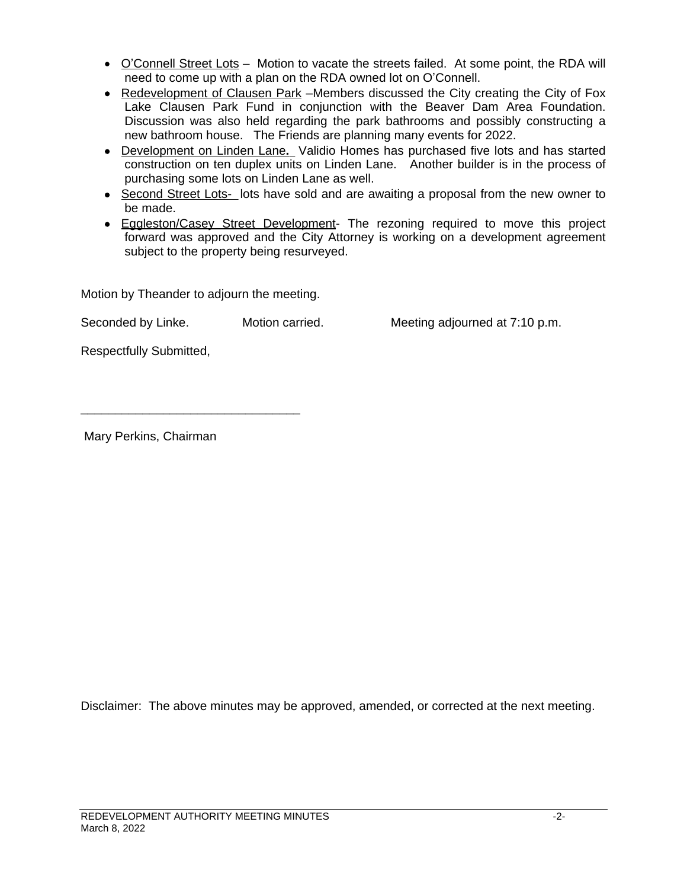- O'Connell Street Lots – Motion to vacate the streets failed. At some point, the RDA will need to come up with a plan on the RDA owned lot on O'Connell.
- Redevelopment of Clausen Park –Members discussed the City creating the City of Fox Lake Clausen Park Fund in conjunction with the Beaver Dam Area Foundation. Discussion was also held regarding the park bathrooms and possibly constructing a new bathroom house. The Friends are planning many events for 2022.
- Development on Linden Lane. Validio Homes has purchased five lots and has started construction on ten duplex units on Linden Lane. Another builder is in the process of purchasing some lots on Linden Lane as well.
- Second Street Lots- lots have sold and are awaiting a proposal from the new owner to be made.
- Eggleston/Casey Street Development- The rezoning required to move this project forward was approved and the City Attorney is working on a development agreement subject to the property being resurveyed.

Motion by Theander to adjourn the meeting.

Seconded by Linke. Motion carried. Meeting adjourned at 7:10 p.m.

Respectfully Submitted,

________________________________

Mary Perkins, Chairman

Disclaimer: The above minutes may be approved, amended, or corrected at the next meeting.